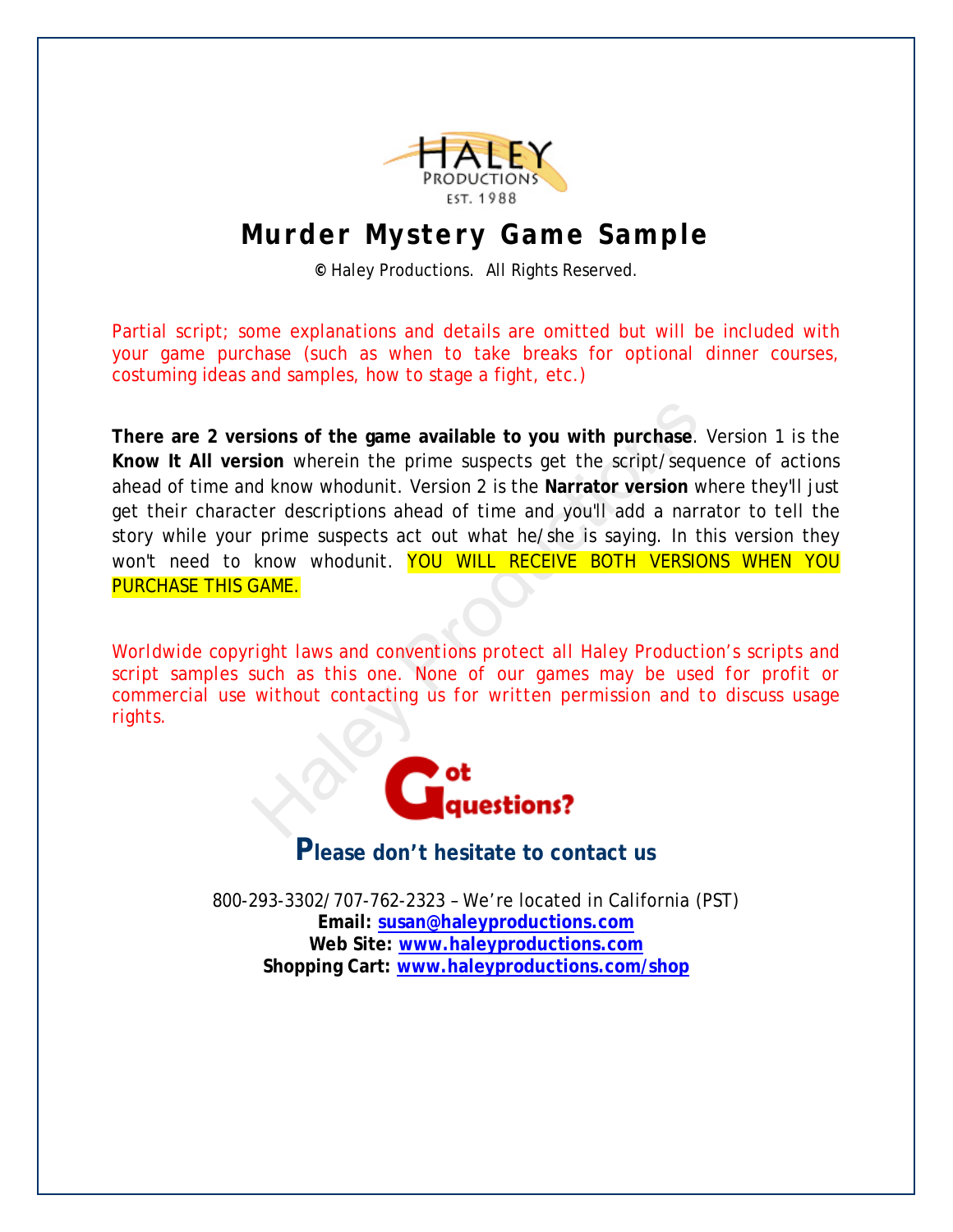HALEY PRODUCTIONS EST. 1988

# Murder Mystery Game Sample

© Haley Productions. All Rights Reserved.

Partial script; some explanations and details are omitted but will be included with your game purchase (such as when to take breaks for optional dinner courses, costuming ideas and samples, how to stage a fight, etc.)

**There are 2 versions of the game available to you with purchase**. Version 1 is the **Know It All version** wherein the prime suspects get the script/sequence of actions ahead of time and know whodunit. Version 2 is the **Narrator version** where they'll just get their character descriptions ahead of time and you'll add a narrator to tell the story while your prime suspects act out what he/she is saying. In this version they won't need to know whodunit. YOU WILL RECEIVE BOTH VERSIONS WHEN YOU PURCHASE THIS GAME.

Worldwide copyright laws and conventions protect all Haley Production's scripts and script samples such as this one. None of our games may be used for profit or commercial use without contacting us for written permission and to discuss usage rights.

Got questions?

## Please don't hesitate to contact us

800-293-3302/707-762-2323 – We're located in California (PST)
**Email:** susan@haleyproductions.com
**Web Site:** www.haleyproductions.com
**Shopping Cart:** www.haleyproductions.com/shop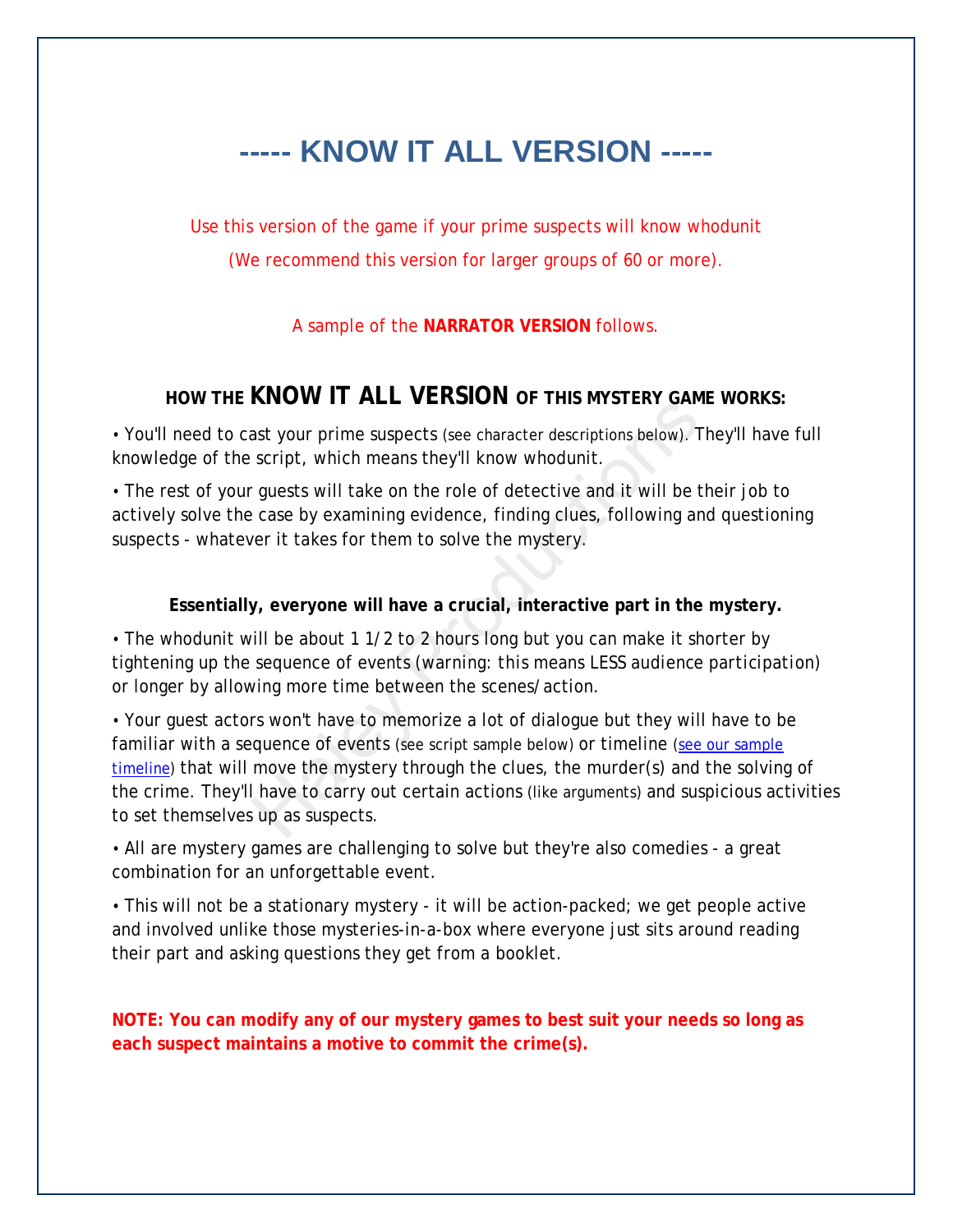# ----- KNOW IT ALL VERSION -----

Use this version of the game if your prime suspects will know whodunit

(We recommend this version for larger groups of 60 or more).

A sample of the **NARRATOR VERSION** follows.

## HOW THE KNOW IT ALL VERSION OF THIS MYSTERY GAME WORKS:

• You'll need to cast your prime suspects (see character descriptions below). They'll have full knowledge of the script, which means they'll know whodunit.

• The rest of your guests will take on the role of detective and it will be their job to actively solve the case by examining evidence, finding clues, following and questioning suspects - whatever it takes for them to solve the mystery.

**Essentially, everyone will have a crucial, interactive part in the mystery.**

• The whodunit will be about 1 1/2 to 2 hours long but you can make it shorter by tightening up the sequence of events (warning: this means LESS audience participation) or longer by allowing more time between the scenes/action.

• Your guest actors won't have to memorize a lot of dialogue but they will have to be familiar with a sequence of events (see script sample below) or timeline (see our sample timeline) that will move the mystery through the clues, the murder(s) and the solving of the crime. They'll have to carry out certain actions (like arguments) and suspicious activities to set themselves up as suspects.

• All are mystery games are challenging to solve but they're also comedies - a great combination for an unforgettable event.

• This will not be a stationary mystery - it will be action-packed; we get people active and involved unlike those mysteries-in-a-box where everyone just sits around reading their part and asking questions they get from a booklet.

**NOTE: You can modify any of our mystery games to best suit your needs so long as each suspect maintains a motive to commit the crime(s).**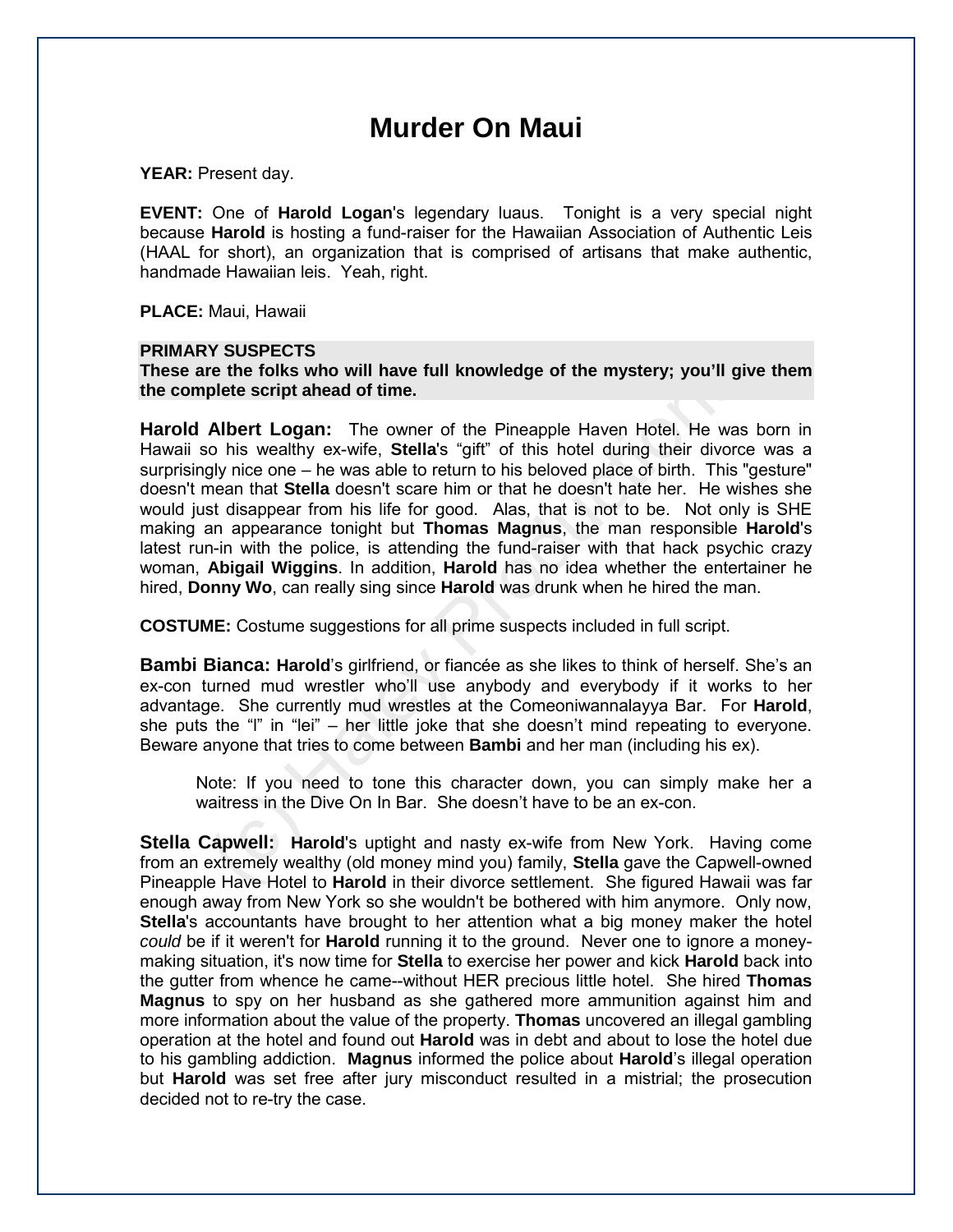# Murder On Maui

**YEAR:** Present day.

**EVENT:** One of **Harold Logan**'s legendary luaus. Tonight is a very special night because **Harold** is hosting a fund-raiser for the Hawaiian Association of Authentic Leis (HAAL for short), an organization that is comprised of artisans that make authentic, handmade Hawaiian leis. Yeah, right.

**PLACE:** Maui, Hawaii

**PRIMARY SUSPECTS**
**These are the folks who will have full knowledge of the mystery; you'll give them the complete script ahead of time.**

**Harold Albert Logan:** The owner of the Pineapple Haven Hotel. He was born in Hawaii so his wealthy ex-wife, **Stella**'s "gift" of this hotel during their divorce was a surprisingly nice one – he was able to return to his beloved place of birth. This "gesture" doesn't mean that **Stella** doesn't scare him or that he doesn't hate her. He wishes she would just disappear from his life for good. Alas, that is not to be. Not only is SHE making an appearance tonight but **Thomas Magnus**, the man responsible **Harold**'s latest run-in with the police, is attending the fund-raiser with that hack psychic crazy woman, **Abigail Wiggins**. In addition, **Harold** has no idea whether the entertainer he hired, **Donny Wo**, can really sing since **Harold** was drunk when he hired the man.

**COSTUME:** Costume suggestions for all prime suspects included in full script.

**Bambi Bianca:** **Harold**'s girlfriend, or fiancée as she likes to think of herself. She's an ex-con turned mud wrestler who'll use anybody and everybody if it works to her advantage. She currently mud wrestles at the Comeoniwannalayya Bar. For **Harold**, she puts the "l" in "lei" – her little joke that she doesn't mind repeating to everyone. Beware anyone that tries to come between **Bambi** and her man (including his ex).

> Note: If you need to tone this character down, you can simply make her a waitress in the Dive On In Bar. She doesn't have to be an ex-con.

**Stella Capwell:** **Harold**'s uptight and nasty ex-wife from New York. Having come from an extremely wealthy (old money mind you) family, **Stella** gave the Capwell-owned Pineapple Have Hotel to **Harold** in their divorce settlement. She figured Hawaii was far enough away from New York so she wouldn't be bothered with him anymore. Only now, **Stella**'s accountants have brought to her attention what a big money maker the hotel *could* be if it weren't for **Harold** running it to the ground. Never one to ignore a money-making situation, it's now time for **Stella** to exercise her power and kick **Harold** back into the gutter from whence he came--without HER precious little hotel. She hired **Thomas Magnus** to spy on her husband as she gathered more ammunition against him and more information about the value of the property. **Thomas** uncovered an illegal gambling operation at the hotel and found out **Harold** was in debt and about to lose the hotel due to his gambling addiction. **Magnus** informed the police about **Harold**'s illegal operation but **Harold** was set free after jury misconduct resulted in a mistrial; the prosecution decided not to re-try the case.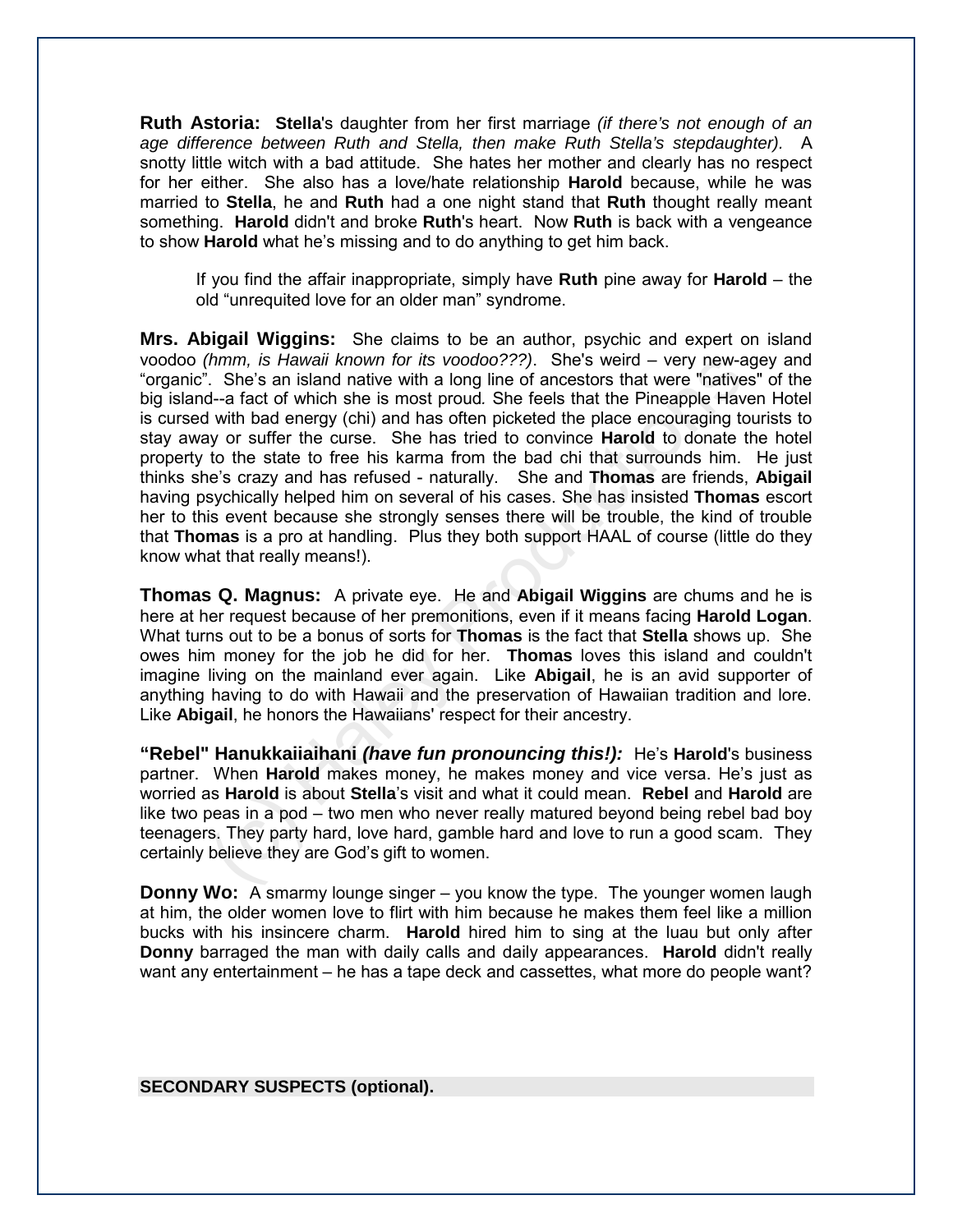**Ruth Astoria:** **Stella**'s daughter from her first marriage *(if there's not enough of an age difference between Ruth and Stella, then make Ruth Stella's stepdaughter).* A snotty little witch with a bad attitude. She hates her mother and clearly has no respect for her either. She also has a love/hate relationship **Harold** because, while he was married to **Stella**, he and **Ruth** had a one night stand that **Ruth** thought really meant something. **Harold** didn't and broke **Ruth**'s heart. Now **Ruth** is back with a vengeance to show **Harold** what he's missing and to do anything to get him back.

> If you find the affair inappropriate, simply have **Ruth** pine away for **Harold** – the old "unrequited love for an older man" syndrome.

**Mrs. Abigail Wiggins:** She claims to be an author, psychic and expert on island voodoo *(hmm, is Hawaii known for its voodoo???)*. She's weird – very new-agey and "organic". She's an island native with a long line of ancestors that were "natives" of the big island--a fact of which she is most proud. She feels that the Pineapple Haven Hotel is cursed with bad energy (chi) and has often picketed the place encouraging tourists to stay away or suffer the curse. She has tried to convince **Harold** to donate the hotel property to the state to free his karma from the bad chi that surrounds him. He just thinks she's crazy and has refused - naturally. She and **Thomas** are friends, **Abigail** having psychically helped him on several of his cases. She has insisted **Thomas** escort her to this event because she strongly senses there will be trouble, the kind of trouble that **Thomas** is a pro at handling. Plus they both support HAAL of course (little do they know what that really means!).

**Thomas Q. Magnus:** A private eye. He and **Abigail Wiggins** are chums and he is here at her request because of her premonitions, even if it means facing **Harold Logan**. What turns out to be a bonus of sorts for **Thomas** is the fact that **Stella** shows up. She owes him money for the job he did for her. **Thomas** loves this island and couldn't imagine living on the mainland ever again. Like **Abigail**, he is an avid supporter of anything having to do with Hawaii and the preservation of Hawaiian tradition and lore. Like **Abigail**, he honors the Hawaiians' respect for their ancestry.

**"Rebel" Hanukkaiiaihani *(have fun pronouncing this!):*** He's **Harold**'s business partner. When **Harold** makes money, he makes money and vice versa. He's just as worried as **Harold** is about **Stella**'s visit and what it could mean. **Rebel** and **Harold** are like two peas in a pod – two men who never really matured beyond being rebel bad boy teenagers. They party hard, love hard, gamble hard and love to run a good scam. They certainly believe they are God's gift to women.

**Donny Wo:** A smarmy lounge singer – you know the type. The younger women laugh at him, the older women love to flirt with him because he makes them feel like a million bucks with his insincere charm. **Harold** hired him to sing at the luau but only after **Donny** barraged the man with daily calls and daily appearances. **Harold** didn't really want any entertainment – he has a tape deck and cassettes, what more do people want?

**SECONDARY SUSPECTS (optional).**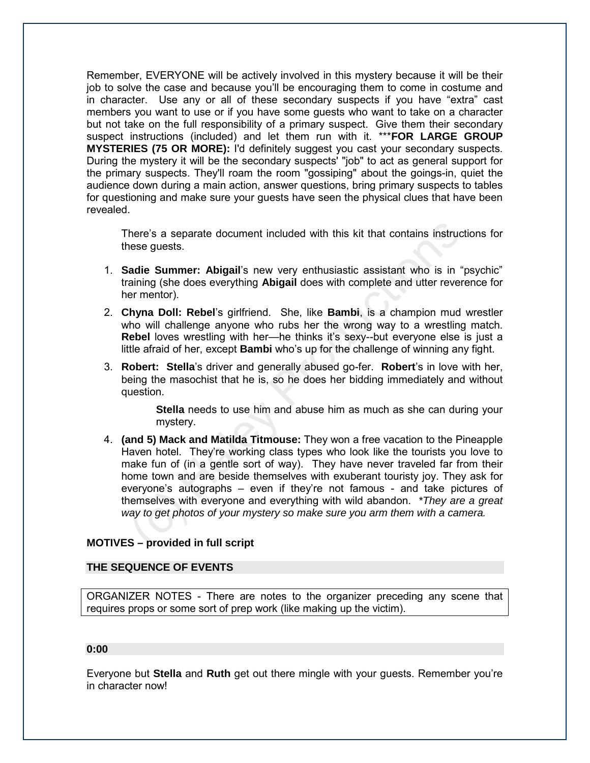Remember, EVERYONE will be actively involved in this mystery because it will be their job to solve the case and because you'll be encouraging them to come in costume and in character. Use any or all of these secondary suspects if you have "extra" cast members you want to use or if you have some guests who want to take on a character but not take on the full responsibility of a primary suspect. Give them their secondary suspect instructions (included) and let them run with it. *****FOR LARGE GROUP MYSTERIES (75 OR MORE):** I'd definitely suggest you cast your secondary suspects. During the mystery it will be the secondary suspects' "job" to act as general support for the primary suspects. They'll roam the room "gossiping" about the goings-in, quiet the audience down during a main action, answer questions, bring primary suspects to tables for questioning and make sure your guests have seen the physical clues that have been revealed.

> There's a separate document included with this kit that contains instructions for these guests.

1. **Sadie Summer: Abigail**'s new very enthusiastic assistant who is in "psychic" training (she does everything **Abigail** does with complete and utter reverence for her mentor).
2. **Chyna Doll: Rebel**'s girlfriend. She, like **Bambi**, is a champion mud wrestler who will challenge anyone who rubs her the wrong way to a wrestling match. **Rebel** loves wrestling with her—he thinks it's sexy--but everyone else is just a little afraid of her, except **Bambi** who's up for the challenge of winning any fight.
3. **Robert: Stella**'s driver and generally abused go-fer. **Robert**'s in love with her, being the masochist that he is, so he does her bidding immediately and without question.

   > **Stella** needs to use him and abuse him as much as she can during your mystery.

4. **(and 5) Mack and Matilda Titmouse:** They won a free vacation to the Pineapple Haven hotel. They're working class types who look like the tourists you love to make fun of (in a gentle sort of way). They have never traveled far from their home town and are beside themselves with exuberant touristy joy. They ask for everyone's autographs – even if they're not famous - and take pictures of themselves with everyone and everything with wild abandon. *\*They are a great way to get photos of your mystery so make sure you arm them with a camera.*

**MOTIVES – provided in full script**

## THE SEQUENCE OF EVENTS

ORGANIZER NOTES - There are notes to the organizer preceding any scene that requires props or some sort of prep work (like making up the victim).

### 0:00

Everyone but **Stella** and **Ruth** get out there mingle with your guests. Remember you're in character now!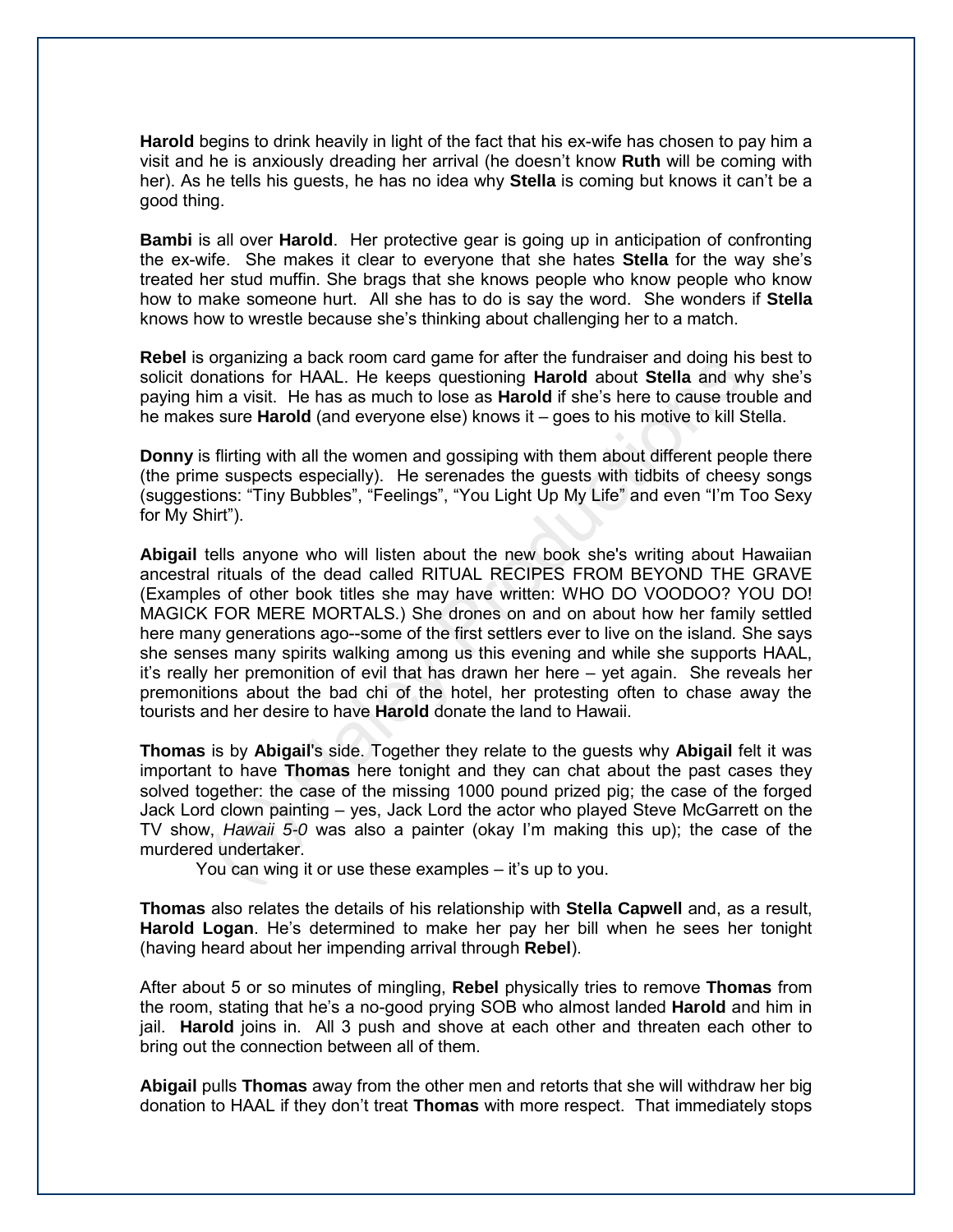**Harold** begins to drink heavily in light of the fact that his ex-wife has chosen to pay him a visit and he is anxiously dreading her arrival (he doesn't know **Ruth** will be coming with her). As he tells his guests, he has no idea why **Stella** is coming but knows it can't be a good thing.

**Bambi** is all over **Harold**. Her protective gear is going up in anticipation of confronting the ex-wife. She makes it clear to everyone that she hates **Stella** for the way she's treated her stud muffin. She brags that she knows people who know people who know how to make someone hurt. All she has to do is say the word. She wonders if **Stella** knows how to wrestle because she's thinking about challenging her to a match.

**Rebel** is organizing a back room card game for after the fundraiser and doing his best to solicit donations for HAAL. He keeps questioning **Harold** about **Stella** and why she's paying him a visit. He has as much to lose as **Harold** if she's here to cause trouble and he makes sure **Harold** (and everyone else) knows it – goes to his motive to kill Stella.

**Donny** is flirting with all the women and gossiping with them about different people there (the prime suspects especially). He serenades the guests with tidbits of cheesy songs (suggestions: "Tiny Bubbles", "Feelings", "You Light Up My Life" and even "I'm Too Sexy for My Shirt").

**Abigail** tells anyone who will listen about the new book she's writing about Hawaiian ancestral rituals of the dead called RITUAL RECIPES FROM BEYOND THE GRAVE (Examples of other book titles she may have written: WHO DO VOODOO? YOU DO! MAGICK FOR MERE MORTALS.) She drones on and on about how her family settled here many generations ago--some of the first settlers ever to live on the island. She says she senses many spirits walking among us this evening and while she supports HAAL, it's really her premonition of evil that has drawn her here – yet again. She reveals her premonitions about the bad chi of the hotel, her protesting often to chase away the tourists and her desire to have **Harold** donate the land to Hawaii.

**Thomas** is by **Abigail**'s side. Together they relate to the guests why **Abigail** felt it was important to have **Thomas** here tonight and they can chat about the past cases they solved together: the case of the missing 1000 pound prized pig; the case of the forged Jack Lord clown painting – yes, Jack Lord the actor who played Steve McGarrett on the TV show, *Hawaii 5-0* was also a painter (okay I'm making this up); the case of the murdered undertaker.

You can wing it or use these examples – it's up to you.

**Thomas** also relates the details of his relationship with **Stella Capwell** and, as a result, **Harold Logan**. He's determined to make her pay her bill when he sees her tonight (having heard about her impending arrival through **Rebel**).

After about 5 or so minutes of mingling, **Rebel** physically tries to remove **Thomas** from the room, stating that he's a no-good prying SOB who almost landed **Harold** and him in jail. **Harold** joins in. All 3 push and shove at each other and threaten each other to bring out the connection between all of them.

**Abigail** pulls **Thomas** away from the other men and retorts that she will withdraw her big donation to HAAL if they don't treat **Thomas** with more respect. That immediately stops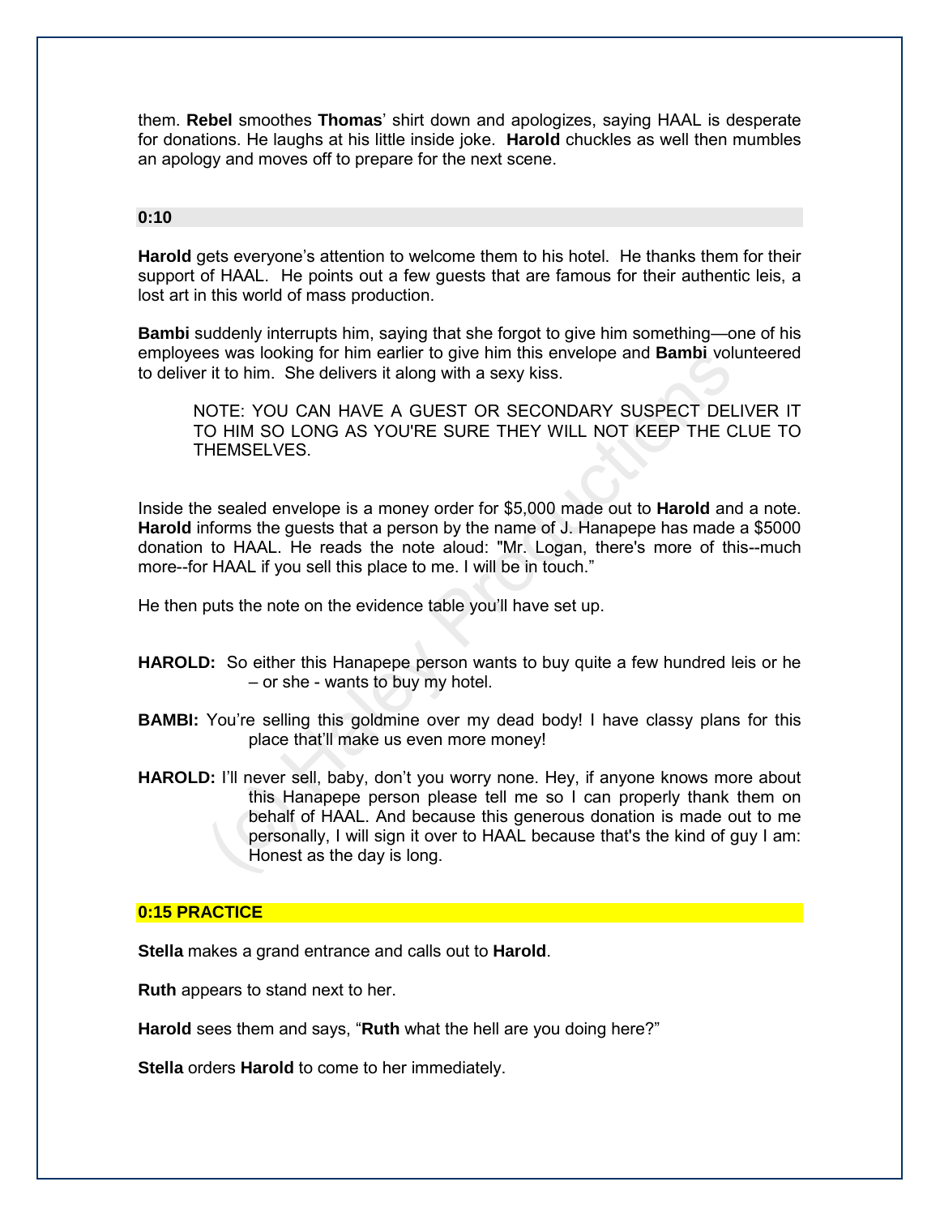them. **Rebel** smoothes **Thomas**' shirt down and apologizes, saying HAAL is desperate for donations. He laughs at his little inside joke. **Harold** chuckles as well then mumbles an apology and moves off to prepare for the next scene.

### 0:10

**Harold** gets everyone's attention to welcome them to his hotel. He thanks them for their support of HAAL. He points out a few guests that are famous for their authentic leis, a lost art in this world of mass production.

**Bambi** suddenly interrupts him, saying that she forgot to give him something—one of his employees was looking for him earlier to give him this envelope and **Bambi** volunteered to deliver it to him. She delivers it along with a sexy kiss.

> NOTE: YOU CAN HAVE A GUEST OR SECONDARY SUSPECT DELIVER IT TO HIM SO LONG AS YOU'RE SURE THEY WILL NOT KEEP THE CLUE TO THEMSELVES.

Inside the sealed envelope is a money order for $5,000 made out to **Harold** and a note. **Harold** informs the guests that a person by the name of J. Hanapepe has made a $5000 donation to HAAL. He reads the note aloud: "Mr. Logan, there's more of this--much more--for HAAL if you sell this place to me. I will be in touch."

He then puts the note on the evidence table you'll have set up.

**HAROLD:** So either this Hanapepe person wants to buy quite a few hundred leis or he – or she - wants to buy my hotel.

**BAMBI:** You're selling this goldmine over my dead body! I have classy plans for this place that'll make us even more money!

**HAROLD:** I'll never sell, baby, don't you worry none. Hey, if anyone knows more about this Hanapepe person please tell me so I can properly thank them on behalf of HAAL. And because this generous donation is made out to me personally, I will sign it over to HAAL because that's the kind of guy I am: Honest as the day is long.

### 0:15 PRACTICE

**Stella** makes a grand entrance and calls out to **Harold**.

**Ruth** appears to stand next to her.

**Harold** sees them and says, "**Ruth** what the hell are you doing here?"

**Stella** orders **Harold** to come to her immediately.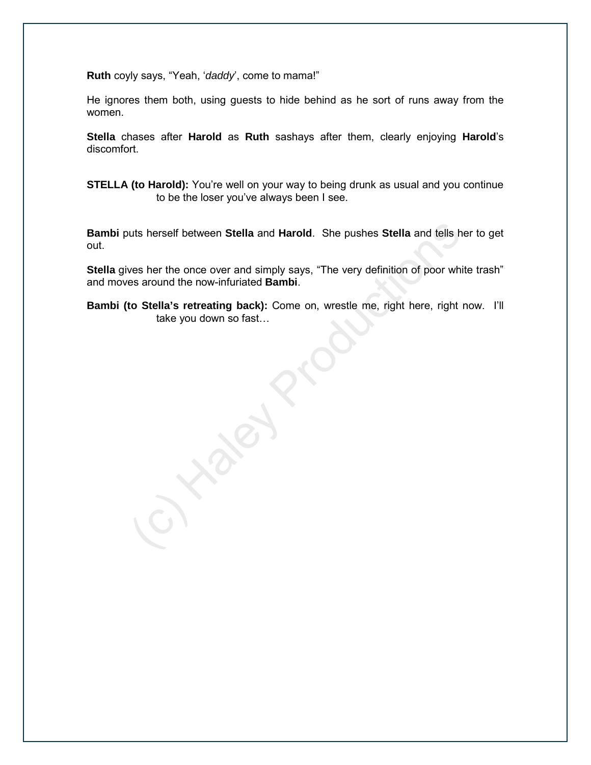**Ruth** coyly says, "Yeah, '*daddy*', come to mama!"

He ignores them both, using guests to hide behind as he sort of runs away from the women.

**Stella** chases after **Harold** as **Ruth** sashays after them, clearly enjoying **Harold**'s discomfort.

**STELLA (to Harold):** You're well on your way to being drunk as usual and you continue to be the loser you've always been I see.

**Bambi** puts herself between **Stella** and **Harold**. She pushes **Stella** and tells her to get out.

**Stella** gives her the once over and simply says, "The very definition of poor white trash" and moves around the now-infuriated **Bambi**.

**Bambi (to Stella's retreating back):** Come on, wrestle me, right here, right now. I'll take you down so fast…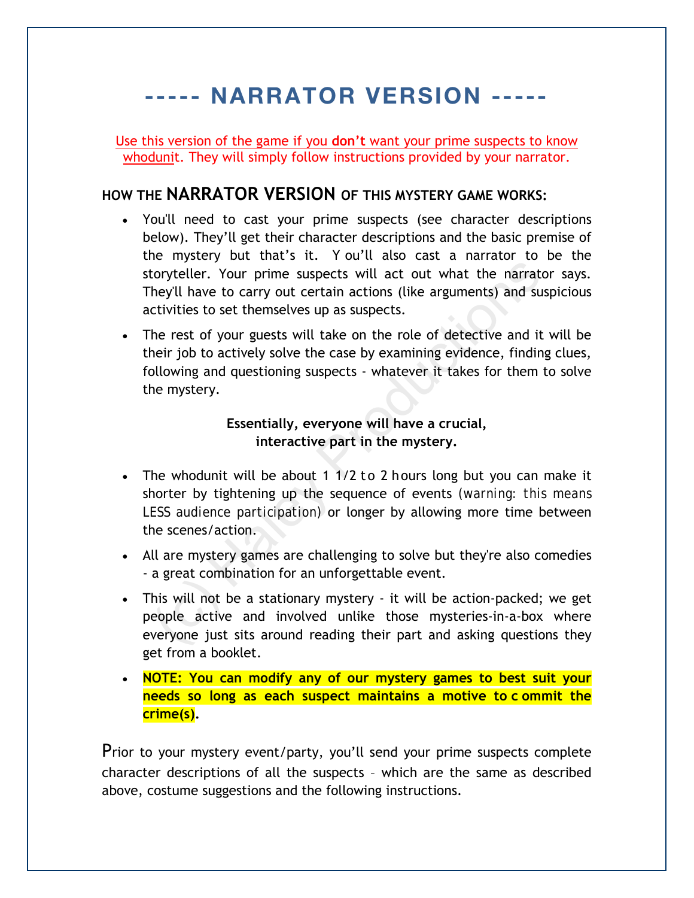# ----- NARRATOR VERSION -----

Use this version of the game if you **don't** want your prime suspects to know whodunit. They will simply follow instructions provided by your narrator.

### HOW THE NARRATOR VERSION OF THIS MYSTERY GAME WORKS:

- You'll need to cast your prime suspects (see character descriptions below). They'll get their character descriptions and the basic premise of the mystery but that's it. You'll also cast a narrator to be the storyteller. Your prime suspects will act out what the narrator says. They'll have to carry out certain actions (like arguments) and suspicious activities to set themselves up as suspects.
- The rest of your guests will take on the role of detective and it will be their job to actively solve the case by examining evidence, finding clues, following and questioning suspects - whatever it takes for them to solve the mystery.

**Essentially, everyone will have a crucial, interactive part in the mystery.**

- The whodunit will be about 1 1/2 to 2 hours long but you can make it shorter by tightening up the sequence of events (warning: this means LESS audience participation) or longer by allowing more time between the scenes/action.
- All are mystery games are challenging to solve but they're also comedies - a great combination for an unforgettable event.
- This will not be a stationary mystery - it will be action-packed; we get people active and involved unlike those mysteries-in-a-box where everyone just sits around reading their part and asking questions they get from a booklet.
- **NOTE: You can modify any of our mystery games to best suit your needs so long as each suspect maintains a motive to commit the crime(s).**

Prior to your mystery event/party, you'll send your prime suspects complete character descriptions of all the suspects – which are the same as described above, costume suggestions and the following instructions.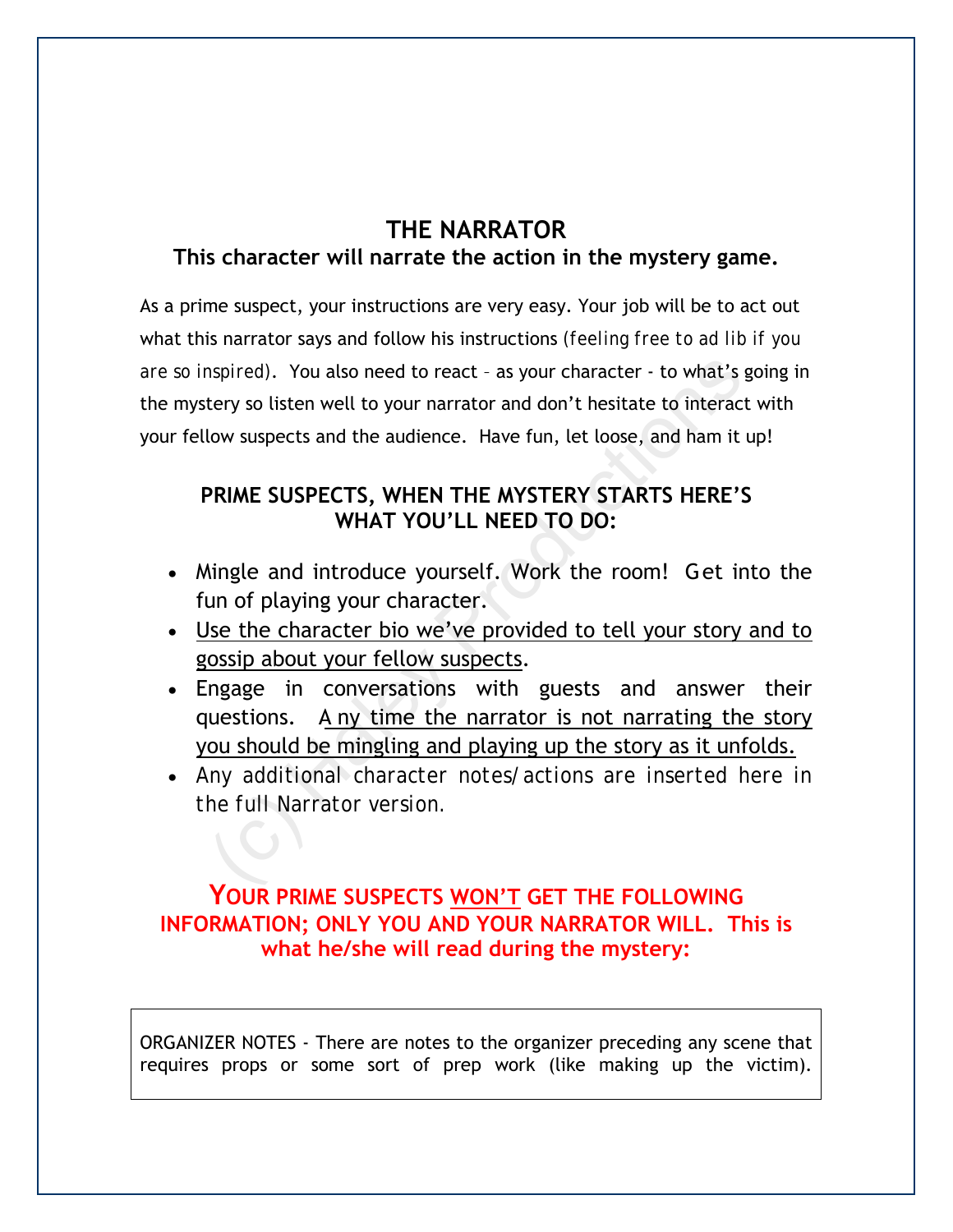## THE NARRATOR

### This character will narrate the action in the mystery game.

As a prime suspect, your instructions are very easy. Your job will be to act out what this narrator says and follow his instructions (*feeling free to ad lib if you are so inspired*). You also need to react – as your character - to what's going in the mystery so listen well to your narrator and don't hesitate to interact with your fellow suspects and the audience. Have fun, let loose, and ham it up!

### PRIME SUSPECTS, WHEN THE MYSTERY STARTS HERE'S WHAT YOU'LL NEED TO DO:

- Mingle and introduce yourself. Work the room! Get into the fun of playing your character.
- Use the character bio we've provided to tell your story and to gossip about your fellow suspects.
- Engage in conversations with guests and answer their questions. Any time the narrator is not narrating the story you should be mingling and playing up the story as it unfolds.
- *Any additional character notes/actions are inserted here in the full Narrator version.*

### YOUR PRIME SUSPECTS WON'T GET THE FOLLOWING INFORMATION; ONLY YOU AND YOUR NARRATOR WILL. This is what he/she will read during the mystery:

ORGANIZER NOTES - There are notes to the organizer preceding any scene that requires props or some sort of prep work (like making up the victim).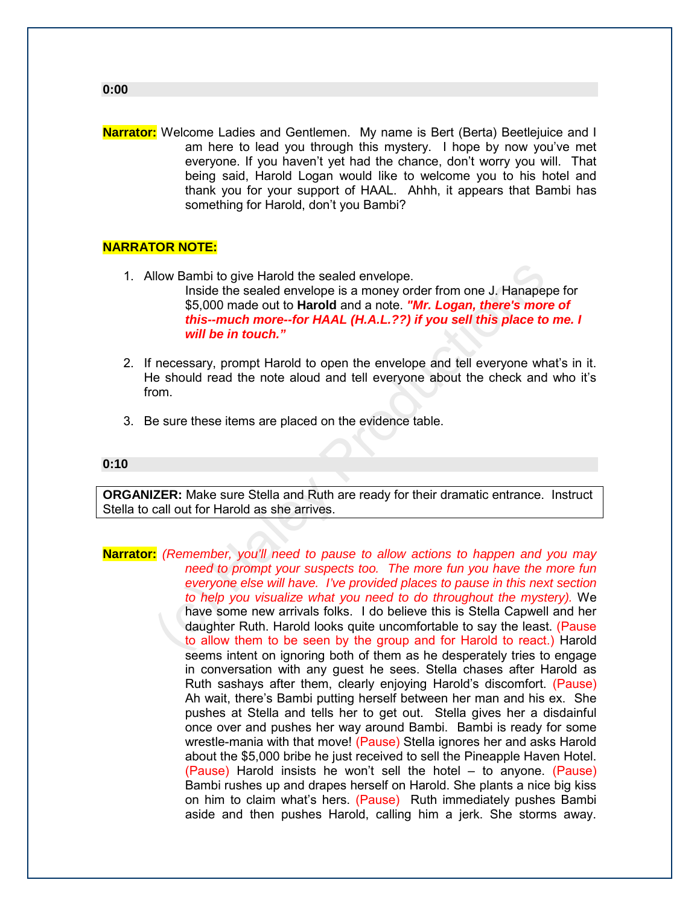**0:00**

**Narrator:** Welcome Ladies and Gentlemen. My name is Bert (Berta) Beetlejuice and I am here to lead you through this mystery. I hope by now you've met everyone. If you haven't yet had the chance, don't worry you will. That being said, Harold Logan would like to welcome you to his hotel and thank you for your support of HAAL. Ahhh, it appears that Bambi has something for Harold, don't you Bambi?

**NARRATOR NOTE:**

1. Allow Bambi to give Harold the sealed envelope.
   Inside the sealed envelope is a money order from one J. Hanapepe for $5,000 made out to **Harold** and a note. ***"Mr. Logan, there's more of this--much more--for HAAL (H.A.L.??) if you sell this place to me. I will be in touch."***
2. If necessary, prompt Harold to open the envelope and tell everyone what's in it. He should read the note aloud and tell everyone about the check and who it's from.
3. Be sure these items are placed on the evidence table.

**0:10**

**ORGANIZER:** Make sure Stella and Ruth are ready for their dramatic entrance. Instruct Stella to call out for Harold as she arrives.

**Narrator:** *(Remember, you'll need to pause to allow actions to happen and you may need to prompt your suspects too. The more fun you have the more fun everyone else will have. I've provided places to pause in this next section to help you visualize what you need to do throughout the mystery).* We have some new arrivals folks. I do believe this is Stella Capwell and her daughter Ruth. Harold looks quite uncomfortable to say the least. (Pause to allow them to be seen by the group and for Harold to react.) Harold seems intent on ignoring both of them as he desperately tries to engage in conversation with any guest he sees. Stella chases after Harold as Ruth sashays after them, clearly enjoying Harold's discomfort. (Pause) Ah wait, there's Bambi putting herself between her man and his ex. She pushes at Stella and tells her to get out. Stella gives her a disdainful once over and pushes her way around Bambi. Bambi is ready for some wrestle-mania with that move! (Pause) Stella ignores her and asks Harold about the $5,000 bribe he just received to sell the Pineapple Haven Hotel. (Pause) Harold insists he won't sell the hotel – to anyone. (Pause) Bambi rushes up and drapes herself on Harold. She plants a nice big kiss on him to claim what's hers. (Pause) Ruth immediately pushes Bambi aside and then pushes Harold, calling him a jerk. She storms away.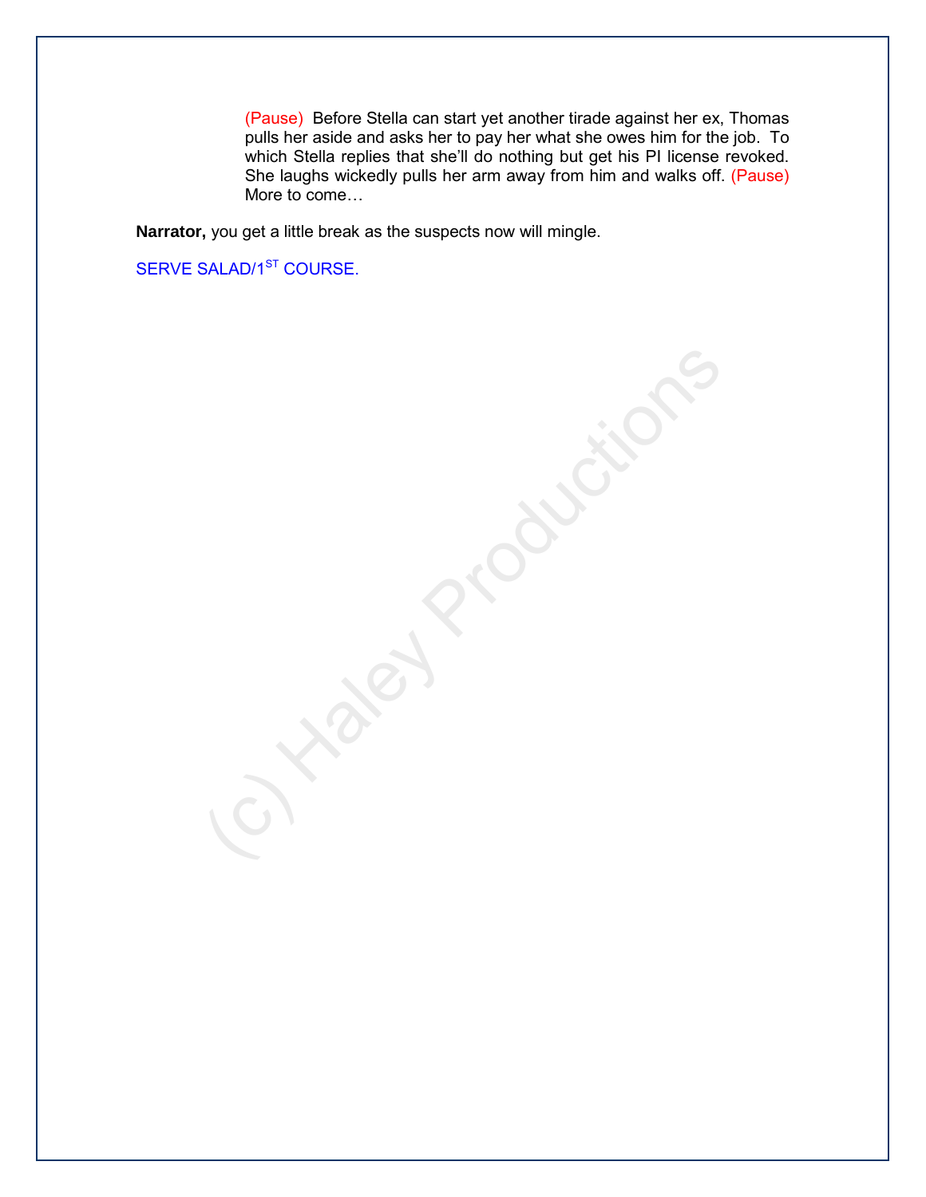(Pause) Before Stella can start yet another tirade against her ex, Thomas pulls her aside and asks her to pay her what she owes him for the job. To which Stella replies that she'll do nothing but get his PI license revoked. She laughs wickedly pulls her arm away from him and walks off. (Pause) More to come…

**Narrator,** you get a little break as the suspects now will mingle.

SERVE SALAD/1ST COURSE.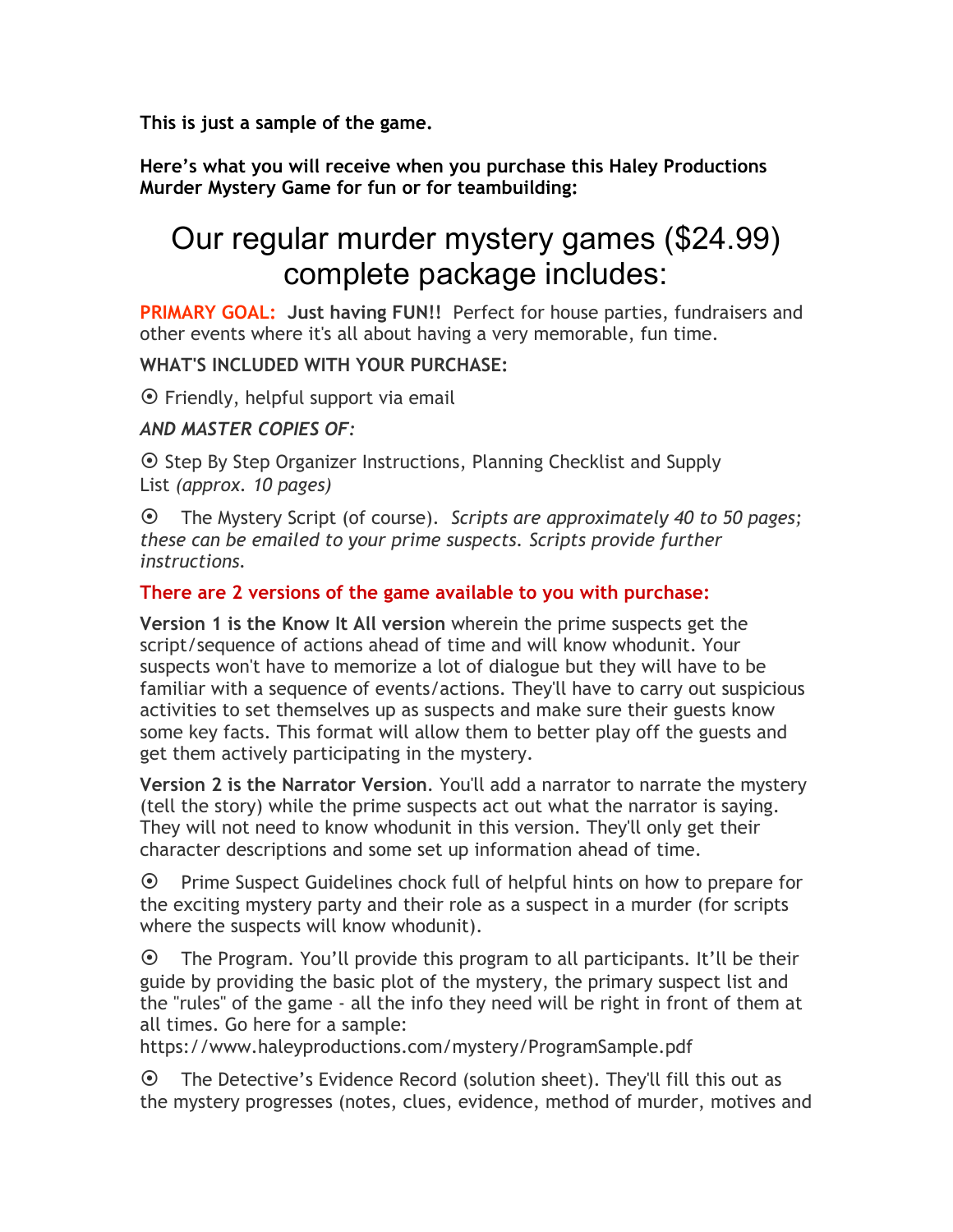**This is just a sample of the game.**

**Here's what you will receive when you purchase this Haley Productions Murder Mystery Game for fun or for teambuilding:**

# Our regular murder mystery games ($24.99) complete package includes:

**PRIMARY GOAL:** **Just having FUN!!** Perfect for house parties, fundraisers and other events where it's all about having a very memorable, fun time.

**WHAT'S INCLUDED WITH YOUR PURCHASE:**

⦿ Friendly, helpful support via email

***AND MASTER COPIES OF:***

⦿ Step By Step Organizer Instructions, Planning Checklist and Supply List *(approx. 10 pages)*

⦿ The Mystery Script (of course). *Scripts are approximately 40 to 50 pages; these can be emailed to your prime suspects. Scripts provide further instructions.*

**There are 2 versions of the game available to you with purchase:**

**Version 1 is the Know It All version** wherein the prime suspects get the script/sequence of actions ahead of time and will know whodunit. Your suspects won't have to memorize a lot of dialogue but they will have to be familiar with a sequence of events/actions. They'll have to carry out suspicious activities to set themselves up as suspects and make sure their guests know some key facts. This format will allow them to better play off the guests and get them actively participating in the mystery.

**Version 2 is the Narrator Version**. You'll add a narrator to narrate the mystery (tell the story) while the prime suspects act out what the narrator is saying. They will not need to know whodunit in this version. They'll only get their character descriptions and some set up information ahead of time.

⦿ Prime Suspect Guidelines chock full of helpful hints on how to prepare for the exciting mystery party and their role as a suspect in a murder (for scripts where the suspects will know whodunit).

⦿ The Program. You'll provide this program to all participants. It'll be their guide by providing the basic plot of the mystery, the primary suspect list and the "rules" of the game - all the info they need will be right in front of them at all times. Go here for a sample: https://www.haleyproductions.com/mystery/ProgramSample.pdf

⦿ The Detective's Evidence Record (solution sheet). They'll fill this out as the mystery progresses (notes, clues, evidence, method of murder, motives and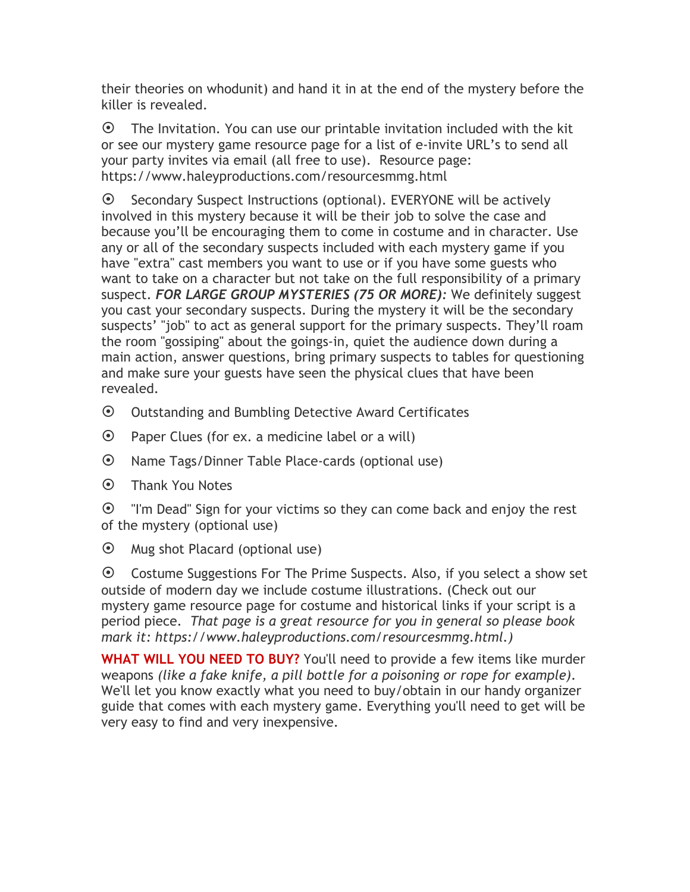their theories on whodunit) and hand it in at the end of the mystery before the killer is revealed.

- The Invitation. You can use our printable invitation included with the kit or see our mystery game resource page for a list of e-invite URL's to send all your party invites via email (all free to use). Resource page: https://www.haleyproductions.com/resourcesmmg.html
- Secondary Suspect Instructions (optional). EVERYONE will be actively involved in this mystery because it will be their job to solve the case and because you'll be encouraging them to come in costume and in character. Use any or all of the secondary suspects included with each mystery game if you have "extra" cast members you want to use or if you have some guests who want to take on a character but not take on the full responsibility of a primary suspect. ***FOR LARGE GROUP MYSTERIES (75 OR MORE):*** We definitely suggest you cast your secondary suspects. During the mystery it will be the secondary suspects' "job" to act as general support for the primary suspects. They'll roam the room "gossiping" about the goings-in, quiet the audience down during a main action, answer questions, bring primary suspects to tables for questioning and make sure your guests have seen the physical clues that have been revealed.
- Outstanding and Bumbling Detective Award Certificates
- Paper Clues (for ex. a medicine label or a will)
- Name Tags/Dinner Table Place-cards (optional use)
- Thank You Notes
- "I'm Dead" Sign for your victims so they can come back and enjoy the rest of the mystery (optional use)
- Mug shot Placard (optional use)
- Costume Suggestions For The Prime Suspects. Also, if you select a show set outside of modern day we include costume illustrations. (Check out our mystery game resource page for costume and historical links if your script is a period piece. *That page is a great resource for you in general so please book mark it: https://www.haleyproductions.com/resourcesmmg.html.)*

**WHAT WILL YOU NEED TO BUY?** You'll need to provide a few items like murder weapons *(like a fake knife, a pill bottle for a poisoning or rope for example)*. We'll let you know exactly what you need to buy/obtain in our handy organizer guide that comes with each mystery game. Everything you'll need to get will be very easy to find and very inexpensive.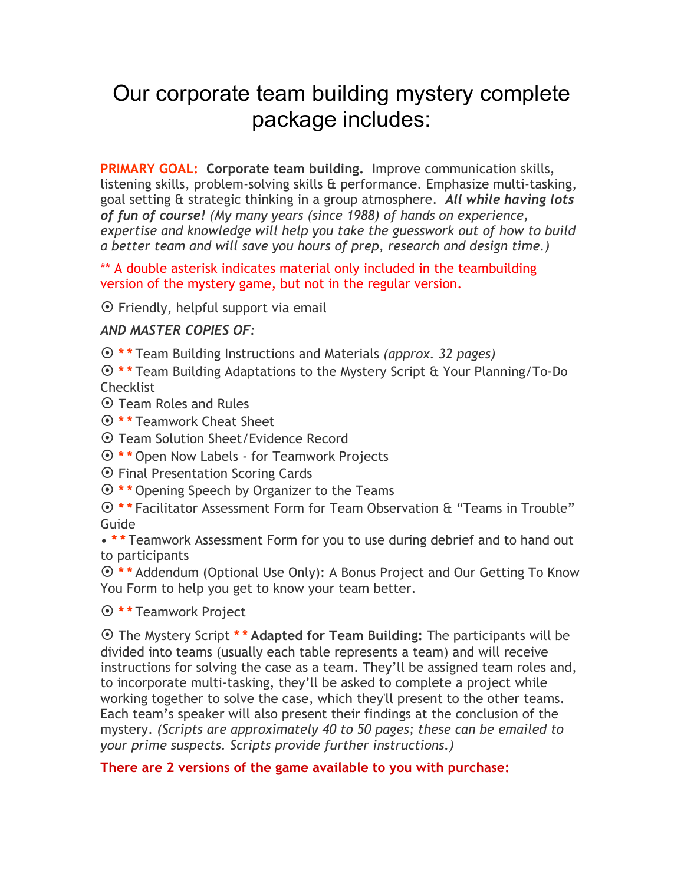# Our corporate team building mystery complete package includes:

**PRIMARY GOAL:** **Corporate team building.** Improve communication skills, listening skills, problem-solving skills & performance. Emphasize multi-tasking, goal setting & strategic thinking in a group atmosphere. ***All while having lots of fun of course!*** *(My many years (since 1988) of hands on experience, expertise and knowledge will help you take the guesswork out of how to build a better team and will save you hours of prep, research and design time.)*

** A double asterisk indicates material only included in the teambuilding version of the mystery game, but not in the regular version.

⦿ Friendly, helpful support via email

*AND MASTER COPIES OF:*

⦿ ** Team Building Instructions and Materials *(approx. 32 pages)*
⦿ ** Team Building Adaptations to the Mystery Script & Your Planning/To-Do Checklist
⦿ Team Roles and Rules
⦿ ** Teamwork Cheat Sheet
⦿ Team Solution Sheet/Evidence Record
⦿ ** Open Now Labels - for Teamwork Projects
⦿ Final Presentation Scoring Cards
⦿ ** Opening Speech by Organizer to the Teams
⦿ ** Facilitator Assessment Form for Team Observation & "Teams in Trouble" Guide
• ** Teamwork Assessment Form for you to use during debrief and to hand out to participants
⦿ ** Addendum (Optional Use Only): A Bonus Project and Our Getting To Know You Form to help you get to know your team better.

⦿ ** Teamwork Project

⦿ The Mystery Script ** **Adapted for Team Building:** The participants will be divided into teams (usually each table represents a team) and will receive instructions for solving the case as a team. They'll be assigned team roles and, to incorporate multi-tasking, they'll be asked to complete a project while working together to solve the case, which they'll present to the other teams. Each team's speaker will also present their findings at the conclusion of the mystery. *(Scripts are approximately 40 to 50 pages; these can be emailed to your prime suspects. Scripts provide further instructions.)*

**There are 2 versions of the game available to you with purchase:**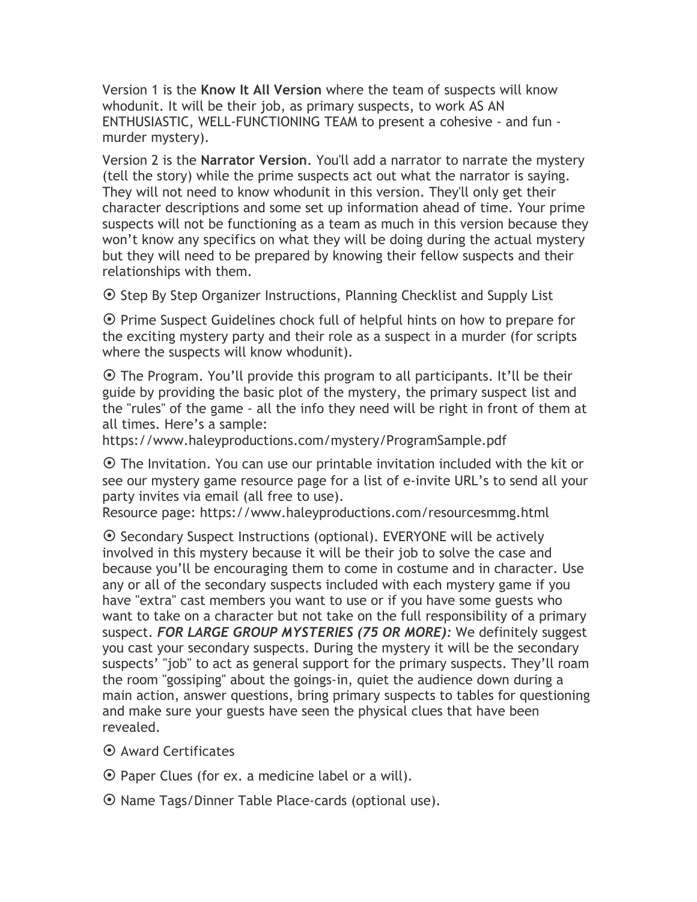Version 1 is the **Know It All Version** where the team of suspects will know whodunit. It will be their job, as primary suspects, to work AS AN ENTHUSIASTIC, WELL-FUNCTIONING TEAM to present a cohesive - and fun - murder mystery).

Version 2 is the **Narrator Version**. You'll add a narrator to narrate the mystery (tell the story) while the prime suspects act out what the narrator is saying. They will not need to know whodunit in this version. They'll only get their character descriptions and some set up information ahead of time. Your prime suspects will not be functioning as a team as much in this version because they won't know any specifics on what they will be doing during the actual mystery but they will need to be prepared by knowing their fellow suspects and their relationships with them.

⦿ Step By Step Organizer Instructions, Planning Checklist and Supply List

⦿ Prime Suspect Guidelines chock full of helpful hints on how to prepare for the exciting mystery party and their role as a suspect in a murder (for scripts where the suspects will know whodunit).

⦿ The Program. You'll provide this program to all participants. It'll be their guide by providing the basic plot of the mystery, the primary suspect list and the "rules" of the game - all the info they need will be right in front of them at all times. Here's a sample:
https://www.haleyproductions.com/mystery/ProgramSample.pdf

⦿ The Invitation. You can use our printable invitation included with the kit or see our mystery game resource page for a list of e-invite URL's to send all your party invites via email (all free to use).
Resource page: https://www.haleyproductions.com/resourcesmmg.html

⦿ Secondary Suspect Instructions (optional). EVERYONE will be actively involved in this mystery because it will be their job to solve the case and because you'll be encouraging them to come in costume and in character. Use any or all of the secondary suspects included with each mystery game if you have "extra" cast members you want to use or if you have some guests who want to take on a character but not take on the full responsibility of a primary suspect. ***FOR LARGE GROUP MYSTERIES (75 OR MORE):*** We definitely suggest you cast your secondary suspects. During the mystery it will be the secondary suspects' "job" to act as general support for the primary suspects. They'll roam the room "gossiping" about the goings-in, quiet the audience down during a main action, answer questions, bring primary suspects to tables for questioning and make sure your guests have seen the physical clues that have been revealed.

⦿ Award Certificates

⦿ Paper Clues (for ex. a medicine label or a will).

⦿ Name Tags/Dinner Table Place-cards (optional use).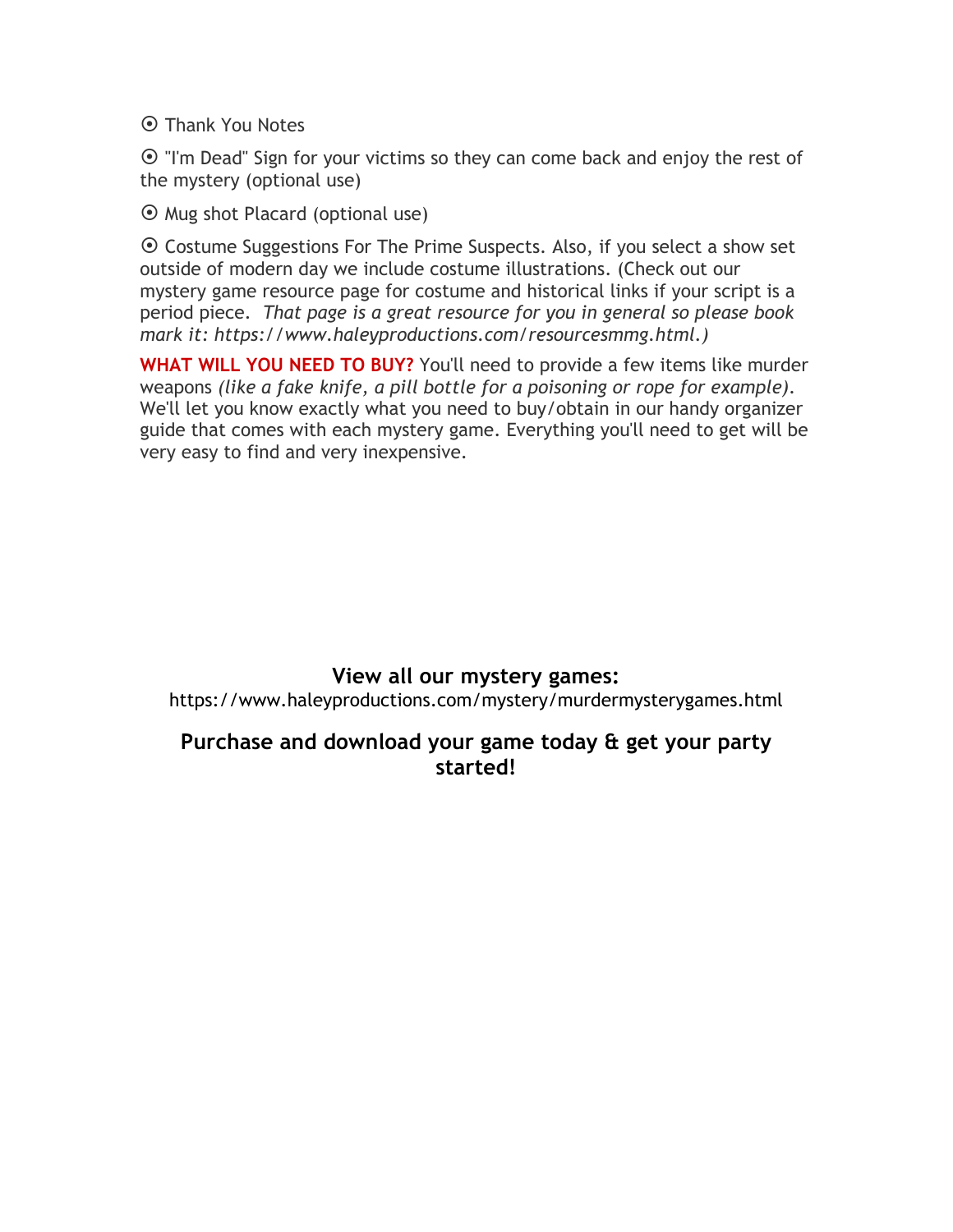⦿ Thank You Notes

⦿ "I'm Dead" Sign for your victims so they can come back and enjoy the rest of the mystery (optional use)

⦿ Mug shot Placard (optional use)

⦿ Costume Suggestions For The Prime Suspects. Also, if you select a show set outside of modern day we include costume illustrations. (Check out our mystery game resource page for costume and historical links if your script is a period piece. *That page is a great resource for you in general so please book mark it: https://www.haleyproductions.com/resourcesmmg.html.)*

**WHAT WILL YOU NEED TO BUY?** You'll need to provide a few items like murder weapons *(like a fake knife, a pill bottle for a poisoning or rope for example).* We'll let you know exactly what you need to buy/obtain in our handy organizer guide that comes with each mystery game. Everything you'll need to get will be very easy to find and very inexpensive.

**View all our mystery games:**
https://www.haleyproductions.com/mystery/murdermysterygames.html

**Purchase and download your game today & get your party started!**